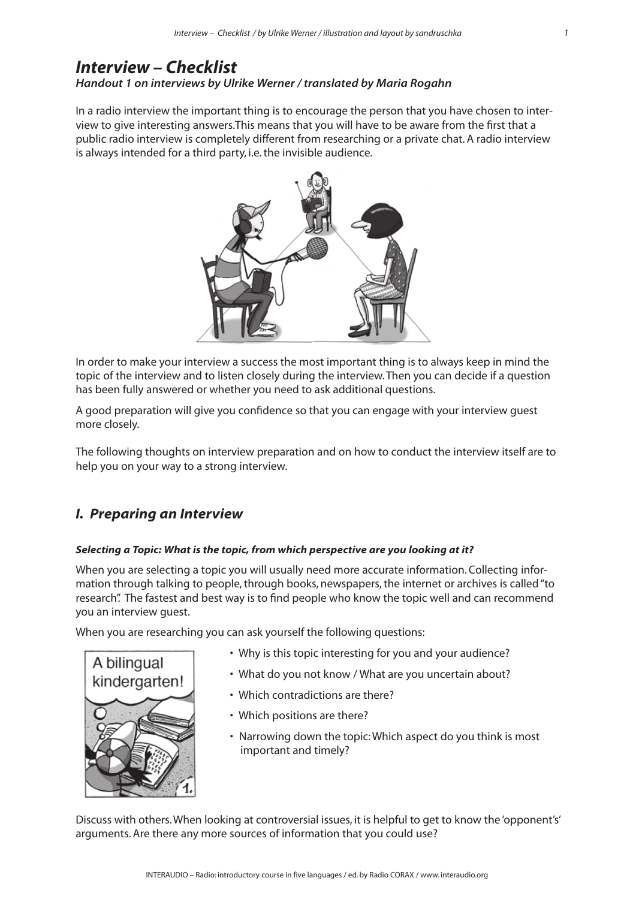# *Interview – Checklist*

***Handout 1 on interviews by Ulrike Werner / translated by Maria Rogahn***

In a radio interview the important thing is to encourage the person that you have chosen to interview to give interesting answers.This means that you will have to be aware from the first that a public radio interview is completely different from researching or a private chat. A radio interview is always intended for a third party, i.e. the invisible audience.

In order to make your interview a success the most important thing is to always keep in mind the topic of the interview and to listen closely during the interview.Then you can decide if a question has been fully answered or whether you need to ask additional questions.

A good preparation will give you confidence so that you can engage with your interview guest more closely.

The following thoughts on interview preparation and on how to conduct the interview itself are to help you on your way to a strong interview.

## *I. Preparing an Interview*

***Selecting a Topic: What is the topic, from which perspective are you looking at it?***

When you are selecting a topic you will usually need more accurate information. Collecting information through talking to people, through books, newspapers, the internet or archives is called "to research". The fastest and best way is to find people who know the topic well and can recommend you an interview guest.

When you are researching you can ask yourself the following questions:

- Why is this topic interesting for you and your audience?
- What do you not know / What are you uncertain about?
- Which contradictions are there?
- Which positions are there?
- Narrowing down the topic: Which aspect do you think is most important and timely?

Discuss with others. When looking at controversial issues, it is helpful to get to know the 'opponent's' arguments. Are there any more sources of information that you could use?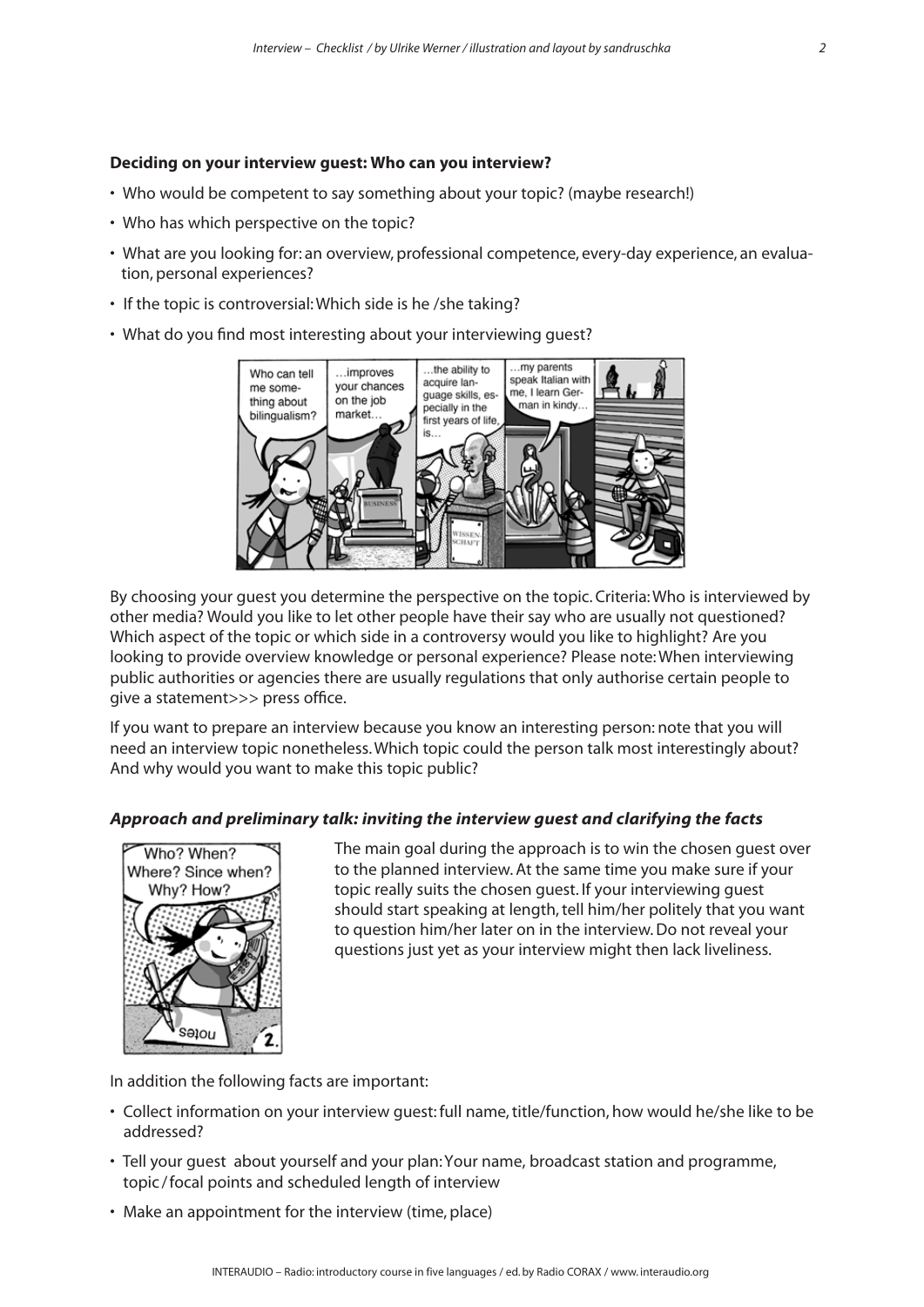**Deciding on your interview guest: Who can you interview?**

- Who would be competent to say something about your topic? (maybe research!)
- Who has which perspective on the topic?
- What are you looking for: an overview, professional competence, every-day experience, an evaluation, personal experiences?
- If the topic is controversial: Which side is he /she taking?
- What do you find most interesting about your interviewing guest?

By choosing your guest you determine the perspective on the topic. Criteria: Who is interviewed by other media? Would you like to let other people have their say who are usually not questioned? Which aspect of the topic or which side in a controversy would you like to highlight? Are you looking to provide overview knowledge or personal experience? Please note: When interviewing public authorities or agencies there are usually regulations that only authorise certain people to give a statement>>> press office.

If you want to prepare an interview because you know an interesting person: note that you will need an interview topic nonetheless. Which topic could the person talk most interestingly about? And why would you want to make this topic public?

***Approach and preliminary talk: inviting the interview guest and clarifying the facts***

The main goal during the approach is to win the chosen guest over to the planned interview. At the same time you make sure if your topic really suits the chosen guest. If your interviewing guest should start speaking at length, tell him/her politely that you want to question him/her later on in the interview. Do not reveal your questions just yet as your interview might then lack liveliness.

In addition the following facts are important:

- Collect information on your interview guest: full name, title/function, how would he/she like to be addressed?
- Tell your guest about yourself and your plan: Your name, broadcast station and programme, topic / focal points and scheduled length of interview
- Make an appointment for the interview (time, place)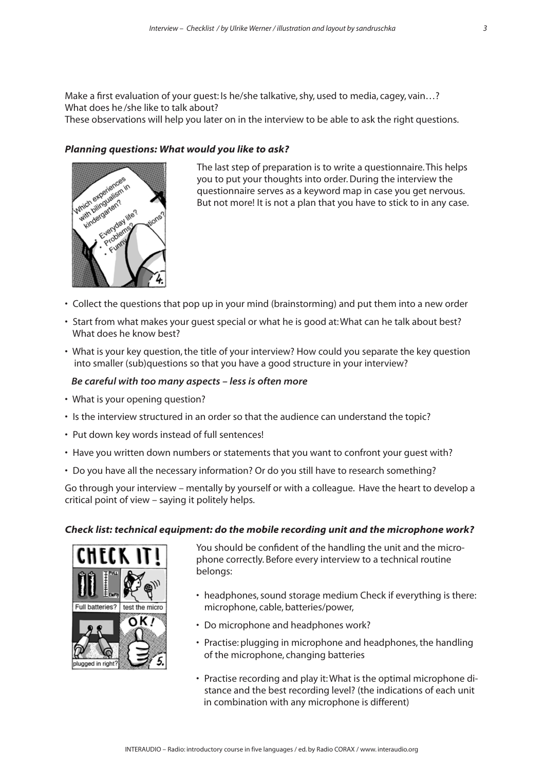Make a first evaluation of your guest: Is he/she talkative, shy, used to media, cagey, vain…? What does he /she like to talk about?
These observations will help you later on in the interview to be able to ask the right questions.

***Planning questions: What would you like to ask?***

The last step of preparation is to write a questionnaire. This helps you to put your thoughts into order. During the interview the questionnaire serves as a keyword map in case you get nervous. But not more! It is not a plan that you have to stick to in any case.

- Collect the questions that pop up in your mind (brainstorming) and put them into a new order
- Start from what makes your guest special or what he is good at: What can he talk about best? What does he know best?
- What is your key question, the title of your interview? How could you separate the key question into smaller (sub)questions so that you have a good structure in your interview?

  ***Be careful with too many aspects – less is often more***

- What is your opening question?
- Is the interview structured in an order so that the audience can understand the topic?
- Put down key words instead of full sentences!
- Have you written down numbers or statements that you want to confront your guest with?
- Do you have all the necessary information? Or do you still have to research something?

Go through your interview – mentally by yourself or with a colleague. Have the heart to develop a critical point of view – saying it politely helps.

***Check list: technical equipment: do the mobile recording unit and the microphone work?***

You should be confident of the handling the unit and the microphone correctly. Before every interview to a technical routine belongs:

- headphones, sound storage medium Check if everything is there: microphone, cable, batteries/power,
- Do microphone and headphones work?
- Practise: plugging in microphone and headphones, the handling of the microphone, changing batteries
- Practise recording and play it: What is the optimal microphone distance and the best recording level? (the indications of each unit in combination with any microphone is different)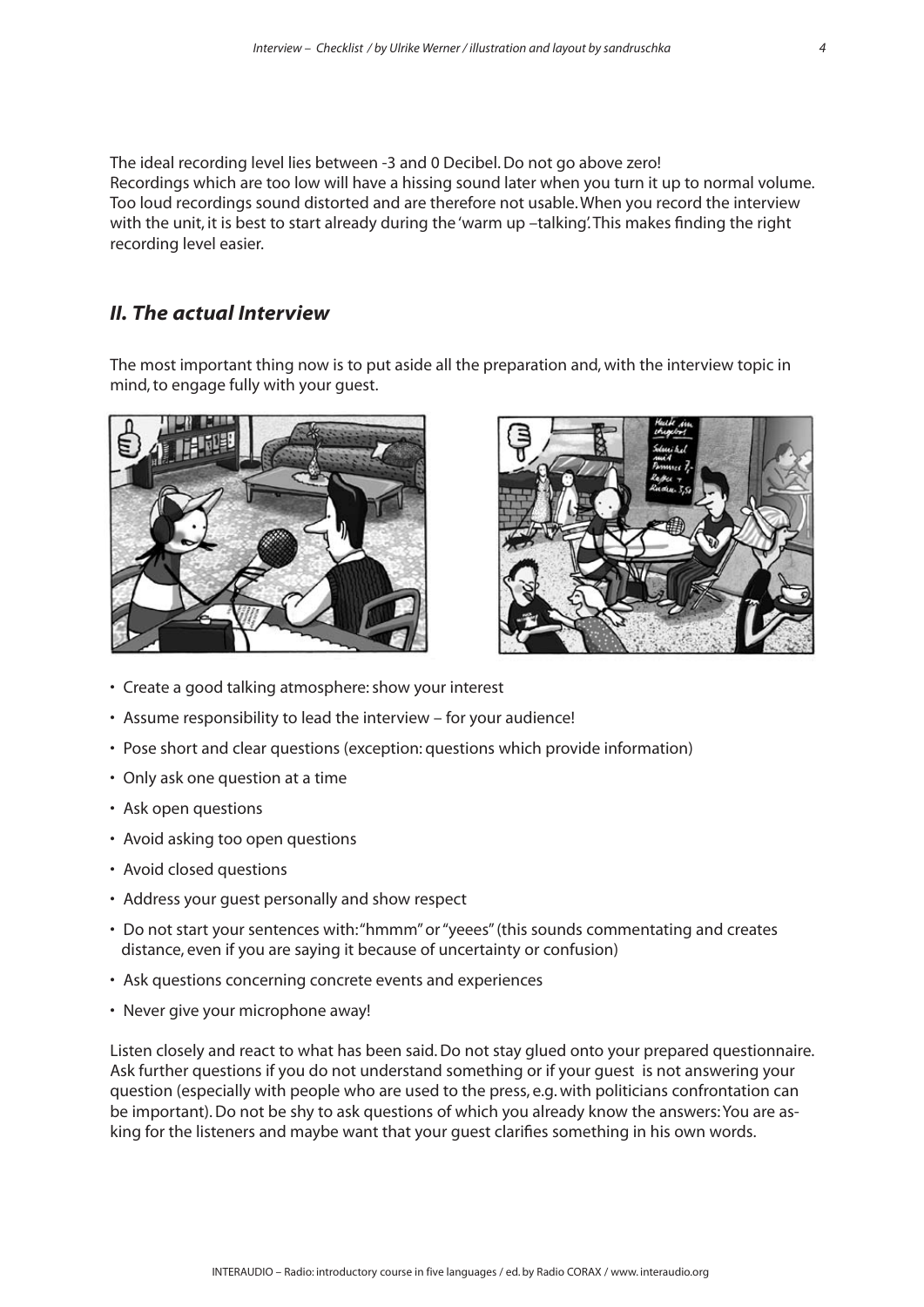The ideal recording level lies between -3 and 0 Decibel. Do not go above zero!
Recordings which are too low will have a hissing sound later when you turn it up to normal volume. Too loud recordings sound distorted and are therefore not usable. When you record the interview with the unit, it is best to start already during the 'warm up –talking'. This makes finding the right recording level easier.

## *II. The actual Interview*

The most important thing now is to put aside all the preparation and, with the interview topic in mind, to engage fully with your guest.

- Create a good talking atmosphere: show your interest
- Assume responsibility to lead the interview – for your audience!
- Pose short and clear questions (exception: questions which provide information)
- Only ask one question at a time
- Ask open questions
- Avoid asking too open questions
- Avoid closed questions
- Address your guest personally and show respect
- Do not start your sentences with: "hmmm" or "yeees" (this sounds commentating and creates distance, even if you are saying it because of uncertainty or confusion)
- Ask questions concerning concrete events and experiences
- Never give your microphone away!

Listen closely and react to what has been said. Do not stay glued onto your prepared questionnaire. Ask further questions if you do not understand something or if your guest is not answering your question (especially with people who are used to the press, e.g. with politicians confrontation can be important). Do not be shy to ask questions of which you already know the answers: You are asking for the listeners and maybe want that your guest clarifies something in his own words.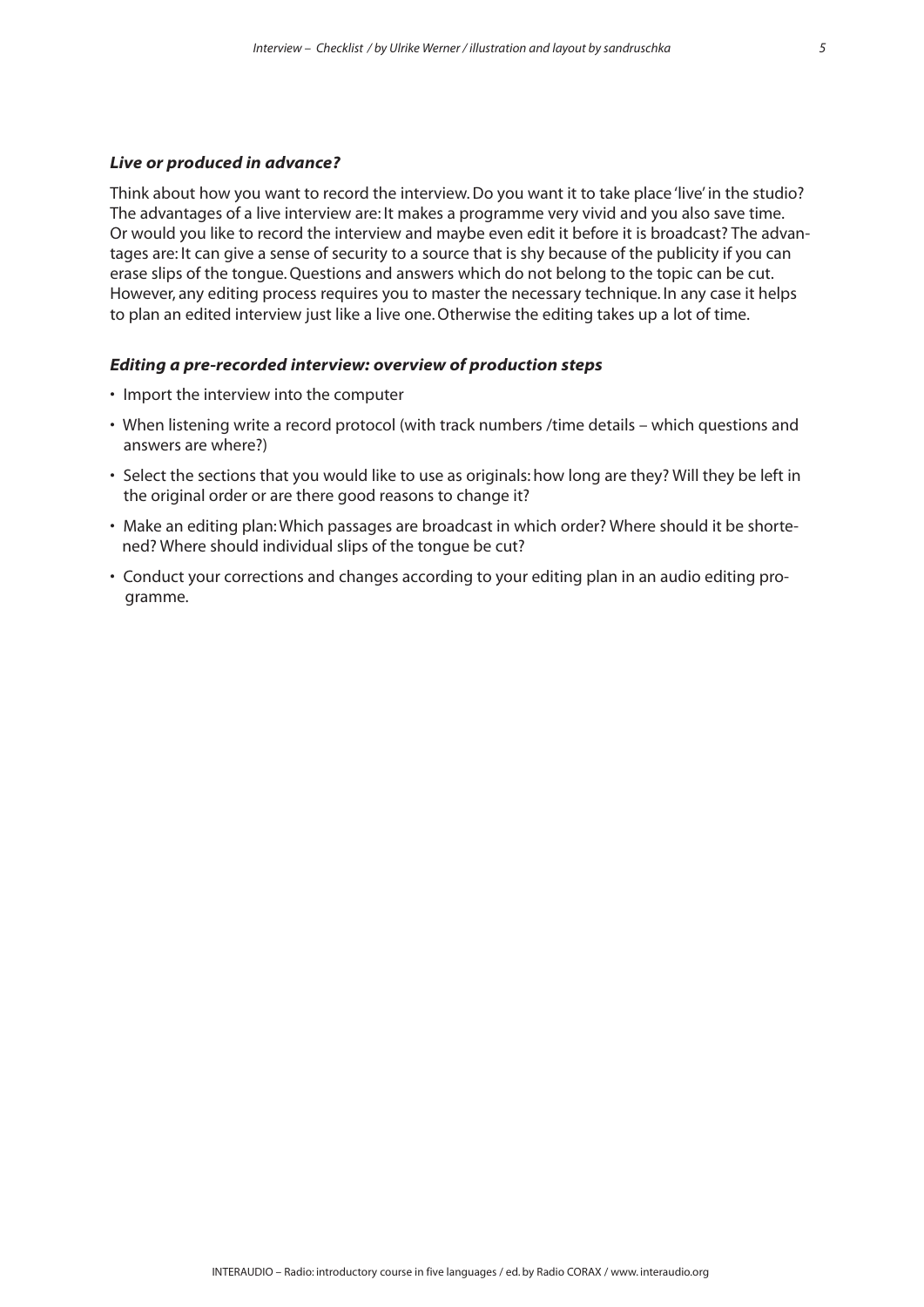### *Live or produced in advance?*

Think about how you want to record the interview. Do you want it to take place 'live' in the studio? The advantages of a live interview are: It makes a programme very vivid and you also save time. Or would you like to record the interview and maybe even edit it before it is broadcast? The advantages are: It can give a sense of security to a source that is shy because of the publicity if you can erase slips of the tongue. Questions and answers which do not belong to the topic can be cut. However, any editing process requires you to master the necessary technique. In any case it helps to plan an edited interview just like a live one. Otherwise the editing takes up a lot of time.

### *Editing a pre-recorded interview: overview of production steps*

- Import the interview into the computer
- When listening write a record protocol (with track numbers /time details – which questions and answers are where?)
- Select the sections that you would like to use as originals: how long are they? Will they be left in the original order or are there good reasons to change it?
- Make an editing plan: Which passages are broadcast in which order? Where should it be shortened? Where should individual slips of the tongue be cut?
- Conduct your corrections and changes according to your editing plan in an audio editing programme.